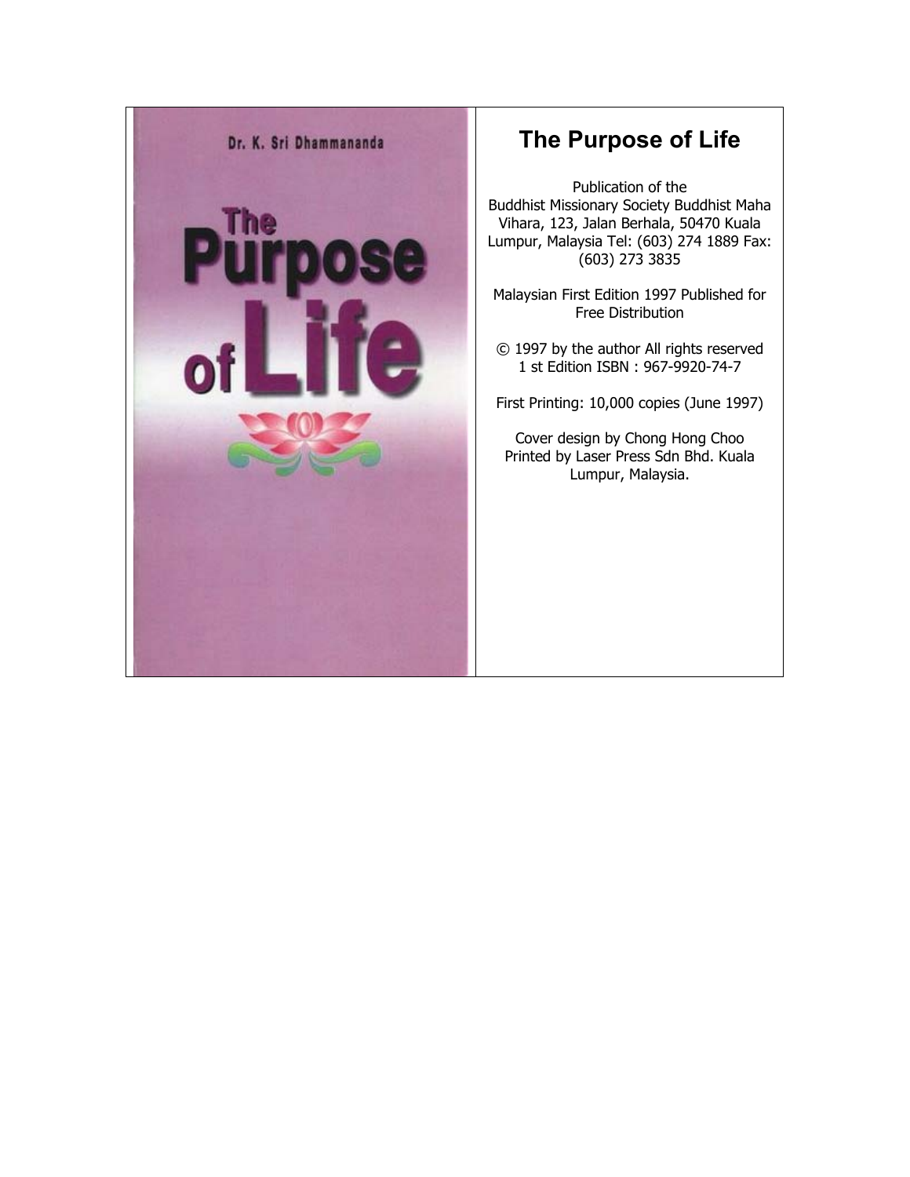Dr. K. Sri Dhammananda

The Purpose of Life

# The Purpose of Life

Publication of the Buddhist Missionary Society Buddhist Maha Vihara, 123, Jalan Berhala, 50470 Kuala Lumpur, Malaysia Tel: (603) 274 1889 Fax: (603) 273 3835

Malaysian First Edition 1997 Published for Free Distribution

© 1997 by the author All rights reserved 1 st Edition ISBN : 967-9920-74-7

First Printing: 10,000 copies (June 1997)

Cover design by Chong Hong Choo Printed by Laser Press Sdn Bhd. Kuala Lumpur, Malaysia.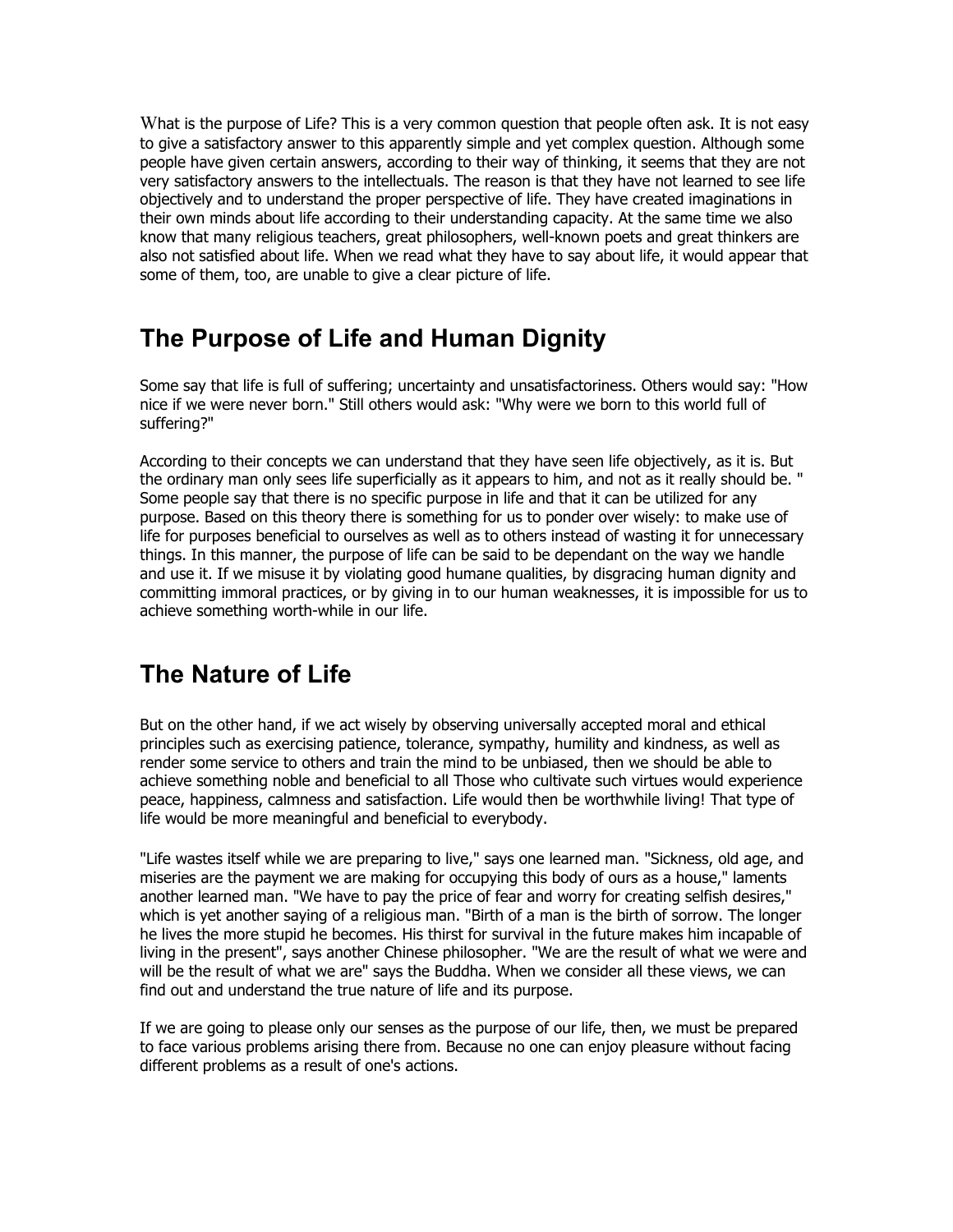What is the purpose of Life? This is a very common question that people often ask. It is not easy to give a satisfactory answer to this apparently simple and yet complex question. Although some people have given certain answers, according to their way of thinking, it seems that they are not very satisfactory answers to the intellectuals. The reason is that they have not learned to see life objectively and to understand the proper perspective of life. They have created imaginations in their own minds about life according to their understanding capacity. At the same time we also know that many religious teachers, great philosophers, well-known poets and great thinkers are also not satisfied about life. When we read what they have to say about life, it would appear that some of them, too, are unable to give a clear picture of life.

## The Purpose of Life and Human Dignity

Some say that life is full of suffering; uncertainty and unsatisfactoriness. Others would say: "How nice if we were never born." Still others would ask: "Why were we born to this world full of suffering?"

According to their concepts we can understand that they have seen life objectively, as it is. But the ordinary man only sees life superficially as it appears to him, and not as it really should be. " Some people say that there is no specific purpose in life and that it can be utilized for any purpose. Based on this theory there is something for us to ponder over wisely: to make use of life for purposes beneficial to ourselves as well as to others instead of wasting it for unnecessary things. In this manner, the purpose of life can be said to be dependant on the way we handle and use it. If we misuse it by violating good humane qualities, by disgracing human dignity and committing immoral practices, or by giving in to our human weaknesses, it is impossible for us to achieve something worth-while in our life.

## The Nature of Life

But on the other hand, if we act wisely by observing universally accepted moral and ethical principles such as exercising patience, tolerance, sympathy, humility and kindness, as well as render some service to others and train the mind to be unbiased, then we should be able to achieve something noble and beneficial to all Those who cultivate such virtues would experience peace, happiness, calmness and satisfaction. Life would then be worthwhile living! That type of life would be more meaningful and beneficial to everybody.

"Life wastes itself while we are preparing to live," says one learned man. "Sickness, old age, and miseries are the payment we are making for occupying this body of ours as a house," laments another learned man. "We have to pay the price of fear and worry for creating selfish desires," which is yet another saying of a religious man. "Birth of a man is the birth of sorrow. The longer he lives the more stupid he becomes. His thirst for survival in the future makes him incapable of living in the present", says another Chinese philosopher. "We are the result of what we were and will be the result of what we are" says the Buddha. When we consider all these views, we can find out and understand the true nature of life and its purpose.

If we are going to please only our senses as the purpose of our life, then, we must be prepared to face various problems arising there from. Because no one can enjoy pleasure without facing different problems as a result of one's actions.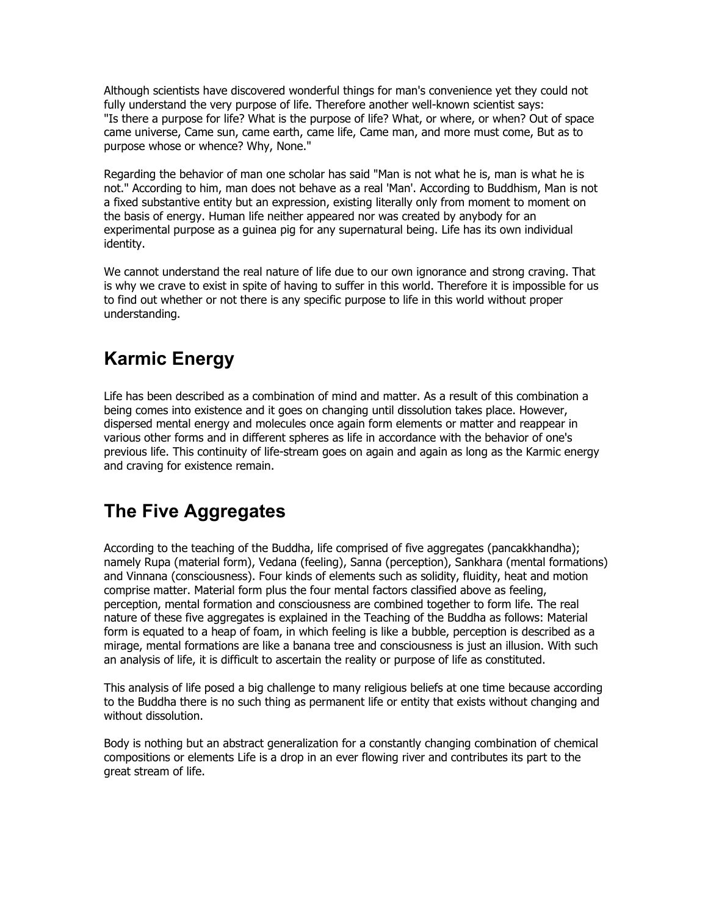Although scientists have discovered wonderful things for man's convenience yet they could not fully understand the very purpose of life. Therefore another well-known scientist says: "Is there a purpose for life? What is the purpose of life? What, or where, or when? Out of space came universe, Came sun, came earth, came life, Came man, and more must come, But as to purpose whose or whence? Why, None."

Regarding the behavior of man one scholar has said "Man is not what he is, man is what he is not." According to him, man does not behave as a real 'Man'. According to Buddhism, Man is not a fixed substantive entity but an expression, existing literally only from moment to moment on the basis of energy. Human life neither appeared nor was created by anybody for an experimental purpose as a guinea pig for any supernatural being. Life has its own individual identity.

We cannot understand the real nature of life due to our own ignorance and strong craving. That is why we crave to exist in spite of having to suffer in this world. Therefore it is impossible for us to find out whether or not there is any specific purpose to life in this world without proper understanding.

## Karmic Energy

Life has been described as a combination of mind and matter. As a result of this combination a being comes into existence and it goes on changing until dissolution takes place. However, dispersed mental energy and molecules once again form elements or matter and reappear in various other forms and in different spheres as life in accordance with the behavior of one's previous life. This continuity of life-stream goes on again and again as long as the Karmic energy and craving for existence remain.

## The Five Aggregates

According to the teaching of the Buddha, life comprised of five aggregates (pancakkhandha); namely Rupa (material form), Vedana (feeling), Sanna (perception), Sankhara (mental formations) and Vinnana (consciousness). Four kinds of elements such as solidity, fluidity, heat and motion comprise matter. Material form plus the four mental factors classified above as feeling, perception, mental formation and consciousness are combined together to form life. The real nature of these five aggregates is explained in the Teaching of the Buddha as follows: Material form is equated to a heap of foam, in which feeling is like a bubble, perception is described as a mirage, mental formations are like a banana tree and consciousness is just an illusion. With such an analysis of life, it is difficult to ascertain the reality or purpose of life as constituted.

This analysis of life posed a big challenge to many religious beliefs at one time because according to the Buddha there is no such thing as permanent life or entity that exists without changing and without dissolution.

Body is nothing but an abstract generalization for a constantly changing combination of chemical compositions or elements Life is a drop in an ever flowing river and contributes its part to the great stream of life.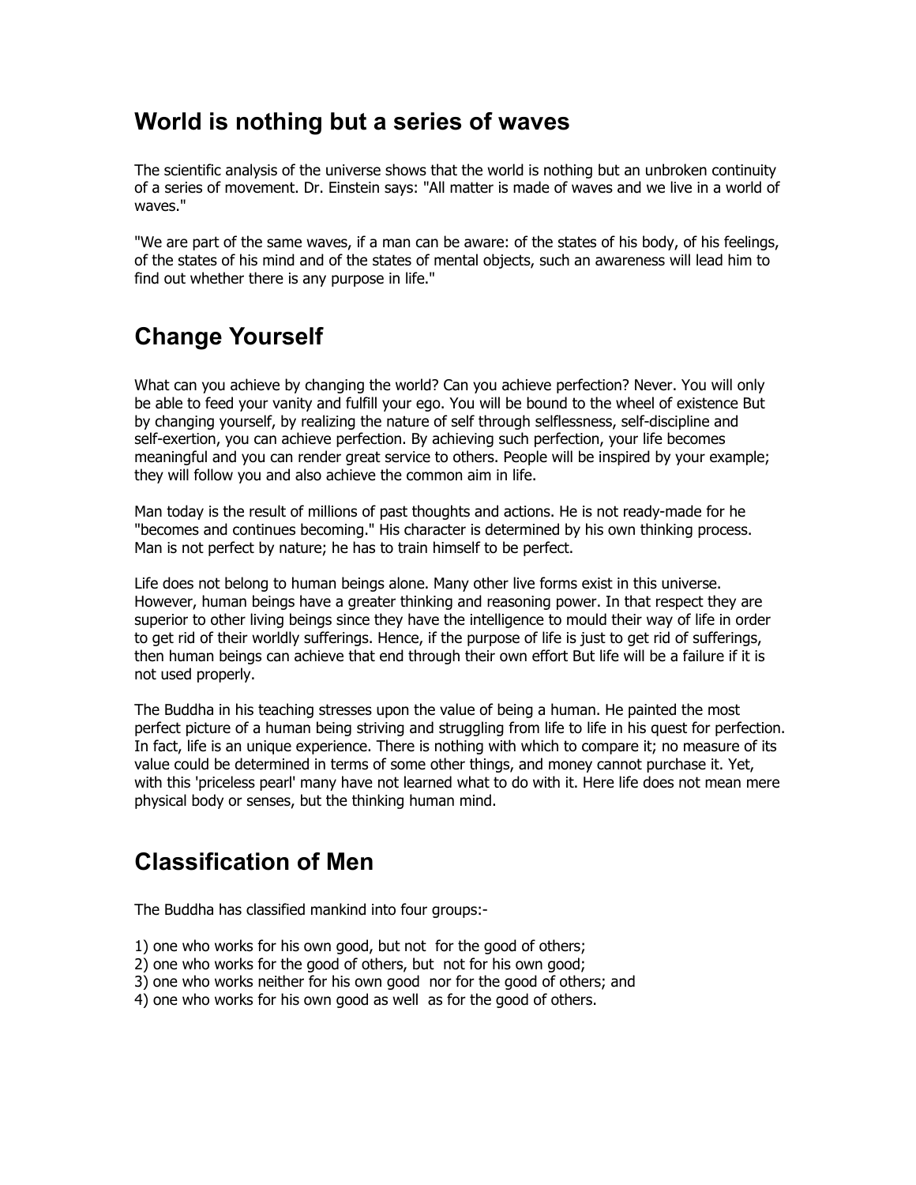## World is nothing but a series of waves

The scientific analysis of the universe shows that the world is nothing but an unbroken continuity of a series of movement. Dr. Einstein says: "All matter is made of waves and we live in a world of waves."

"We are part of the same waves, if a man can be aware: of the states of his body, of his feelings, of the states of his mind and of the states of mental objects, such an awareness will lead him to find out whether there is any purpose in life."

## Change Yourself

What can you achieve by changing the world? Can you achieve perfection? Never. You will only be able to feed your vanity and fulfill your ego. You will be bound to the wheel of existence But by changing yourself, by realizing the nature of self through selflessness, self-discipline and self-exertion, you can achieve perfection. By achieving such perfection, your life becomes meaningful and you can render great service to others. People will be inspired by your example; they will follow you and also achieve the common aim in life.

Man today is the result of millions of past thoughts and actions. He is not ready-made for he "becomes and continues becoming." His character is determined by his own thinking process. Man is not perfect by nature; he has to train himself to be perfect.

Life does not belong to human beings alone. Many other live forms exist in this universe. However, human beings have a greater thinking and reasoning power. In that respect they are superior to other living beings since they have the intelligence to mould their way of life in order to get rid of their worldly sufferings. Hence, if the purpose of life is just to get rid of sufferings, then human beings can achieve that end through their own effort But life will be a failure if it is not used properly.

The Buddha in his teaching stresses upon the value of being a human. He painted the most perfect picture of a human being striving and struggling from life to life in his quest for perfection. In fact, life is an unique experience. There is nothing with which to compare it; no measure of its value could be determined in terms of some other things, and money cannot purchase it. Yet, with this 'priceless pearl' many have not learned what to do with it. Here life does not mean mere physical body or senses, but the thinking human mind.

## Classification of Men

The Buddha has classified mankind into four groups:-

1) one who works for his own good, but not for the good of others;
2) one who works for the good of others, but not for his own good;
3) one who works neither for his own good nor for the good of others; and
4) one who works for his own good as well as for the good of others.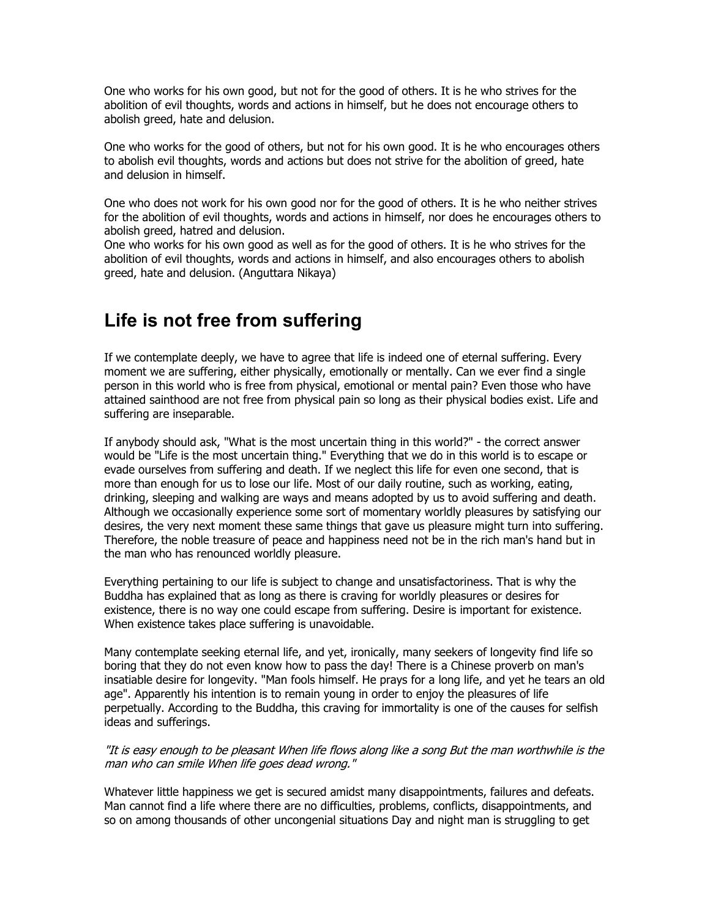One who works for his own good, but not for the good of others. It is he who strives for the abolition of evil thoughts, words and actions in himself, but he does not encourage others to abolish greed, hate and delusion.

One who works for the good of others, but not for his own good. It is he who encourages others to abolish evil thoughts, words and actions but does not strive for the abolition of greed, hate and delusion in himself.

One who does not work for his own good nor for the good of others. It is he who neither strives for the abolition of evil thoughts, words and actions in himself, nor does he encourages others to abolish greed, hatred and delusion.
One who works for his own good as well as for the good of others. It is he who strives for the abolition of evil thoughts, words and actions in himself, and also encourages others to abolish greed, hate and delusion. (Anguttara Nikaya)

## Life is not free from suffering

If we contemplate deeply, we have to agree that life is indeed one of eternal suffering. Every moment we are suffering, either physically, emotionally or mentally. Can we ever find a single person in this world who is free from physical, emotional or mental pain? Even those who have attained sainthood are not free from physical pain so long as their physical bodies exist. Life and suffering are inseparable.

If anybody should ask, "What is the most uncertain thing in this world?" - the correct answer would be "Life is the most uncertain thing." Everything that we do in this world is to escape or evade ourselves from suffering and death. If we neglect this life for even one second, that is more than enough for us to lose our life. Most of our daily routine, such as working, eating, drinking, sleeping and walking are ways and means adopted by us to avoid suffering and death. Although we occasionally experience some sort of momentary worldly pleasures by satisfying our desires, the very next moment these same things that gave us pleasure might turn into suffering. Therefore, the noble treasure of peace and happiness need not be in the rich man's hand but in the man who has renounced worldly pleasure.

Everything pertaining to our life is subject to change and unsatisfactoriness. That is why the Buddha has explained that as long as there is craving for worldly pleasures or desires for existence, there is no way one could escape from suffering. Desire is important for existence. When existence takes place suffering is unavoidable.

Many contemplate seeking eternal life, and yet, ironically, many seekers of longevity find life so boring that they do not even know how to pass the day! There is a Chinese proverb on man's insatiable desire for longevity. "Man fools himself. He prays for a long life, and yet he tears an old age". Apparently his intention is to remain young in order to enjoy the pleasures of life perpetually. According to the Buddha, this craving for immortality is one of the causes for selfish ideas and sufferings.

*"It is easy enough to be pleasant When life flows along like a song But the man worthwhile is the man who can smile When life goes dead wrong."*

Whatever little happiness we get is secured amidst many disappointments, failures and defeats. Man cannot find a life where there are no difficulties, problems, conflicts, disappointments, and so on among thousands of other uncongenial situations Day and night man is struggling to get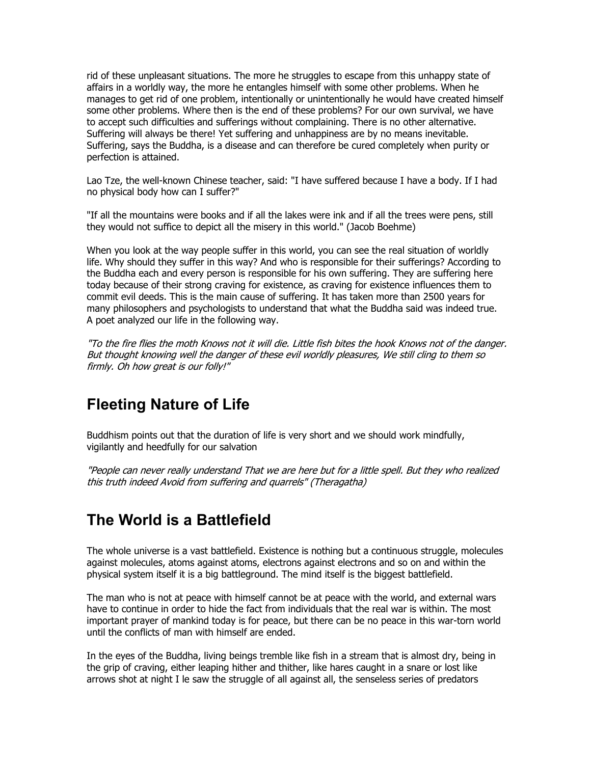rid of these unpleasant situations. The more he struggles to escape from this unhappy state of affairs in a worldly way, the more he entangles himself with some other problems. When he manages to get rid of one problem, intentionally or unintentionally he would have created himself some other problems. Where then is the end of these problems? For our own survival, we have to accept such difficulties and sufferings without complaining. There is no other alternative. Suffering will always be there! Yet suffering and unhappiness are by no means inevitable. Suffering, says the Buddha, is a disease and can therefore be cured completely when purity or perfection is attained.

Lao Tze, the well-known Chinese teacher, said: "I have suffered because I have a body. If I had no physical body how can I suffer?"

"If all the mountains were books and if all the lakes were ink and if all the trees were pens, still they would not suffice to depict all the misery in this world." (Jacob Boehme)

When you look at the way people suffer in this world, you can see the real situation of worldly life. Why should they suffer in this way? And who is responsible for their sufferings? According to the Buddha each and every person is responsible for his own suffering. They are suffering here today because of their strong craving for existence, as craving for existence influences them to commit evil deeds. This is the main cause of suffering. It has taken more than 2500 years for many philosophers and psychologists to understand that what the Buddha said was indeed true. A poet analyzed our life in the following way.

*"To the fire flies the moth Knows not it will die. Little fish bites the hook Knows not of the danger. But thought knowing well the danger of these evil worldly pleasures, We still cling to them so firmly. Oh how great is our folly!"*

## Fleeting Nature of Life

Buddhism points out that the duration of life is very short and we should work mindfully, vigilantly and heedfully for our salvation

*"People can never really understand That we are here but for a little spell. But they who realized this truth indeed Avoid from suffering and quarrels" (Theragatha)*

## The World is a Battlefield

The whole universe is a vast battlefield. Existence is nothing but a continuous struggle, molecules against molecules, atoms against atoms, electrons against electrons and so on and within the physical system itself it is a big battleground. The mind itself is the biggest battlefield.

The man who is not at peace with himself cannot be at peace with the world, and external wars have to continue in order to hide the fact from individuals that the real war is within. The most important prayer of mankind today is for peace, but there can be no peace in this war-torn world until the conflicts of man with himself are ended.

In the eyes of the Buddha, living beings tremble like fish in a stream that is almost dry, being in the grip of craving, either leaping hither and thither, like hares caught in a snare or lost like arrows shot at night I le saw the struggle of all against all, the senseless series of predators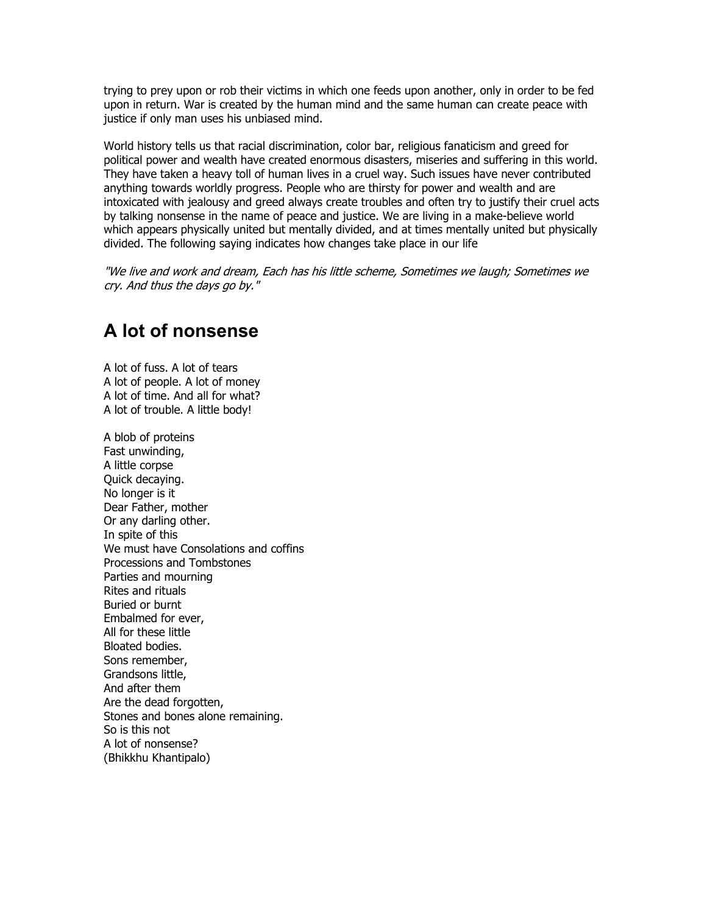trying to prey upon or rob their victims in which one feeds upon another, only in order to be fed upon in return. War is created by the human mind and the same human can create peace with justice if only man uses his unbiased mind.

World history tells us that racial discrimination, color bar, religious fanaticism and greed for political power and wealth have created enormous disasters, miseries and suffering in this world. They have taken a heavy toll of human lives in a cruel way. Such issues have never contributed anything towards worldly progress. People who are thirsty for power and wealth and are intoxicated with jealousy and greed always create troubles and often try to justify their cruel acts by talking nonsense in the name of peace and justice. We are living in a make-believe world which appears physically united but mentally divided, and at times mentally united but physically divided. The following saying indicates how changes take place in our life

*"We live and work and dream, Each has his little scheme, Sometimes we laugh; Sometimes we cry. And thus the days go by."*

## A lot of nonsense

A lot of fuss. A lot of tears
A lot of people. A lot of money
A lot of time. And all for what?
A lot of trouble. A little body!

A blob of proteins
Fast unwinding,
A little corpse
Quick decaying.
No longer is it
Dear Father, mother
Or any darling other.
In spite of this
We must have Consolations and coffins
Processions and Tombstones
Parties and mourning
Rites and rituals
Buried or burnt
Embalmed for ever,
All for these little
Bloated bodies.
Sons remember,
Grandsons little,
And after them
Are the dead forgotten,
Stones and bones alone remaining.
So is this not
A lot of nonsense?
(Bhikkhu Khantipalo)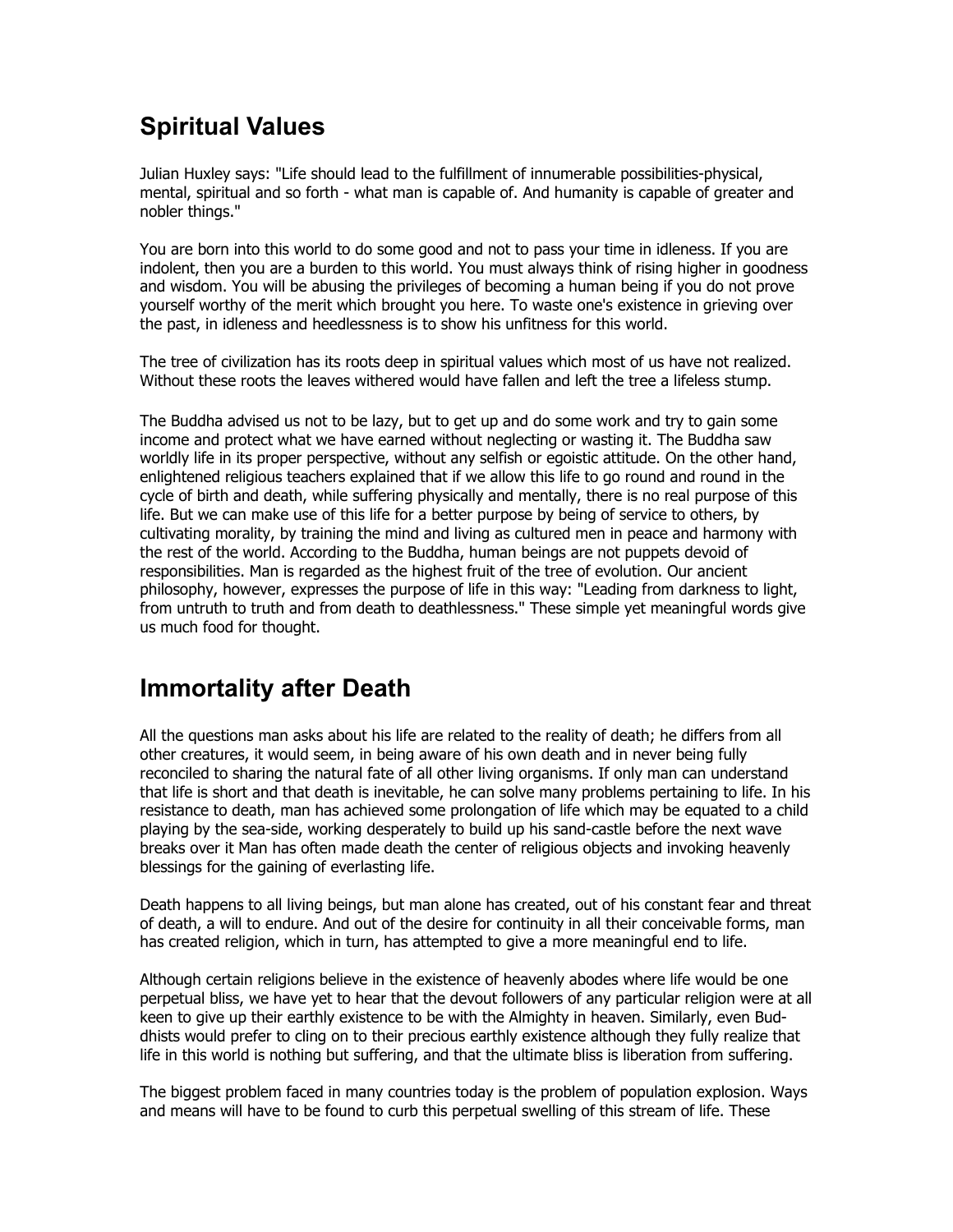## Spiritual Values

Julian Huxley says: "Life should lead to the fulfillment of innumerable possibilities-physical, mental, spiritual and so forth - what man is capable of. And humanity is capable of greater and nobler things."

You are born into this world to do some good and not to pass your time in idleness. If you are indolent, then you are a burden to this world. You must always think of rising higher in goodness and wisdom. You will be abusing the privileges of becoming a human being if you do not prove yourself worthy of the merit which brought you here. To waste one's existence in grieving over the past, in idleness and heedlessness is to show his unfitness for this world.

The tree of civilization has its roots deep in spiritual values which most of us have not realized. Without these roots the leaves withered would have fallen and left the tree a lifeless stump.

The Buddha advised us not to be lazy, but to get up and do some work and try to gain some income and protect what we have earned without neglecting or wasting it. The Buddha saw worldly life in its proper perspective, without any selfish or egoistic attitude. On the other hand, enlightened religious teachers explained that if we allow this life to go round and round in the cycle of birth and death, while suffering physically and mentally, there is no real purpose of this life. But we can make use of this life for a better purpose by being of service to others, by cultivating morality, by training the mind and living as cultured men in peace and harmony with the rest of the world. According to the Buddha, human beings are not puppets devoid of responsibilities. Man is regarded as the highest fruit of the tree of evolution. Our ancient philosophy, however, expresses the purpose of life in this way: "Leading from darkness to light, from untruth to truth and from death to deathlessness." These simple yet meaningful words give us much food for thought.

## Immortality after Death

All the questions man asks about his life are related to the reality of death; he differs from all other creatures, it would seem, in being aware of his own death and in never being fully reconciled to sharing the natural fate of all other living organisms. If only man can understand that life is short and that death is inevitable, he can solve many problems pertaining to life. In his resistance to death, man has achieved some prolongation of life which may be equated to a child playing by the sea-side, working desperately to build up his sand-castle before the next wave breaks over it Man has often made death the center of religious objects and invoking heavenly blessings for the gaining of everlasting life.

Death happens to all living beings, but man alone has created, out of his constant fear and threat of death, a will to endure. And out of the desire for continuity in all their conceivable forms, man has created religion, which in turn, has attempted to give a more meaningful end to life.

Although certain religions believe in the existence of heavenly abodes where life would be one perpetual bliss, we have yet to hear that the devout followers of any particular religion were at all keen to give up their earthly existence to be with the Almighty in heaven. Similarly, even Buddhists would prefer to cling on to their precious earthly existence although they fully realize that life in this world is nothing but suffering, and that the ultimate bliss is liberation from suffering.

The biggest problem faced in many countries today is the problem of population explosion. Ways and means will have to be found to curb this perpetual swelling of this stream of life. These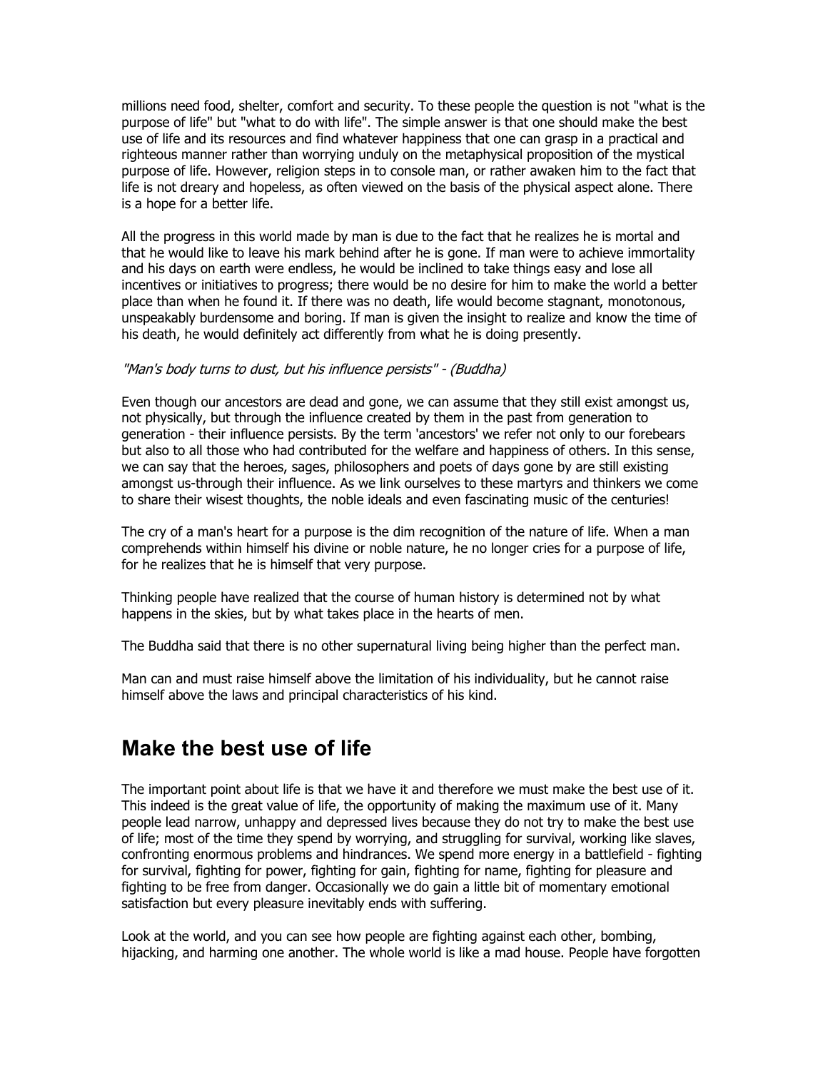millions need food, shelter, comfort and security. To these people the question is not "what is the purpose of life" but "what to do with life". The simple answer is that one should make the best use of life and its resources and find whatever happiness that one can grasp in a practical and righteous manner rather than worrying unduly on the metaphysical proposition of the mystical purpose of life. However, religion steps in to console man, or rather awaken him to the fact that life is not dreary and hopeless, as often viewed on the basis of the physical aspect alone. There is a hope for a better life.

All the progress in this world made by man is due to the fact that he realizes he is mortal and that he would like to leave his mark behind after he is gone. If man were to achieve immortality and his days on earth were endless, he would be inclined to take things easy and lose all incentives or initiatives to progress; there would be no desire for him to make the world a better place than when he found it. If there was no death, life would become stagnant, monotonous, unspeakably burdensome and boring. If man is given the insight to realize and know the time of his death, he would definitely act differently from what he is doing presently.

*"Man's body turns to dust, but his influence persists" - (Buddha)*

Even though our ancestors are dead and gone, we can assume that they still exist amongst us, not physically, but through the influence created by them in the past from generation to generation - their influence persists. By the term 'ancestors' we refer not only to our forebears but also to all those who had contributed for the welfare and happiness of others. In this sense, we can say that the heroes, sages, philosophers and poets of days gone by are still existing amongst us-through their influence. As we link ourselves to these martyrs and thinkers we come to share their wisest thoughts, the noble ideals and even fascinating music of the centuries!

The cry of a man's heart for a purpose is the dim recognition of the nature of life. When a man comprehends within himself his divine or noble nature, he no longer cries for a purpose of life, for he realizes that he is himself that very purpose.

Thinking people have realized that the course of human history is determined not by what happens in the skies, but by what takes place in the hearts of men.

The Buddha said that there is no other supernatural living being higher than the perfect man.

Man can and must raise himself above the limitation of his individuality, but he cannot raise himself above the laws and principal characteristics of his kind.

## Make the best use of life

The important point about life is that we have it and therefore we must make the best use of it. This indeed is the great value of life, the opportunity of making the maximum use of it. Many people lead narrow, unhappy and depressed lives because they do not try to make the best use of life; most of the time they spend by worrying, and struggling for survival, working like slaves, confronting enormous problems and hindrances. We spend more energy in a battlefield - fighting for survival, fighting for power, fighting for gain, fighting for name, fighting for pleasure and fighting to be free from danger. Occasionally we do gain a little bit of momentary emotional satisfaction but every pleasure inevitably ends with suffering.

Look at the world, and you can see how people are fighting against each other, bombing, hijacking, and harming one another. The whole world is like a mad house. People have forgotten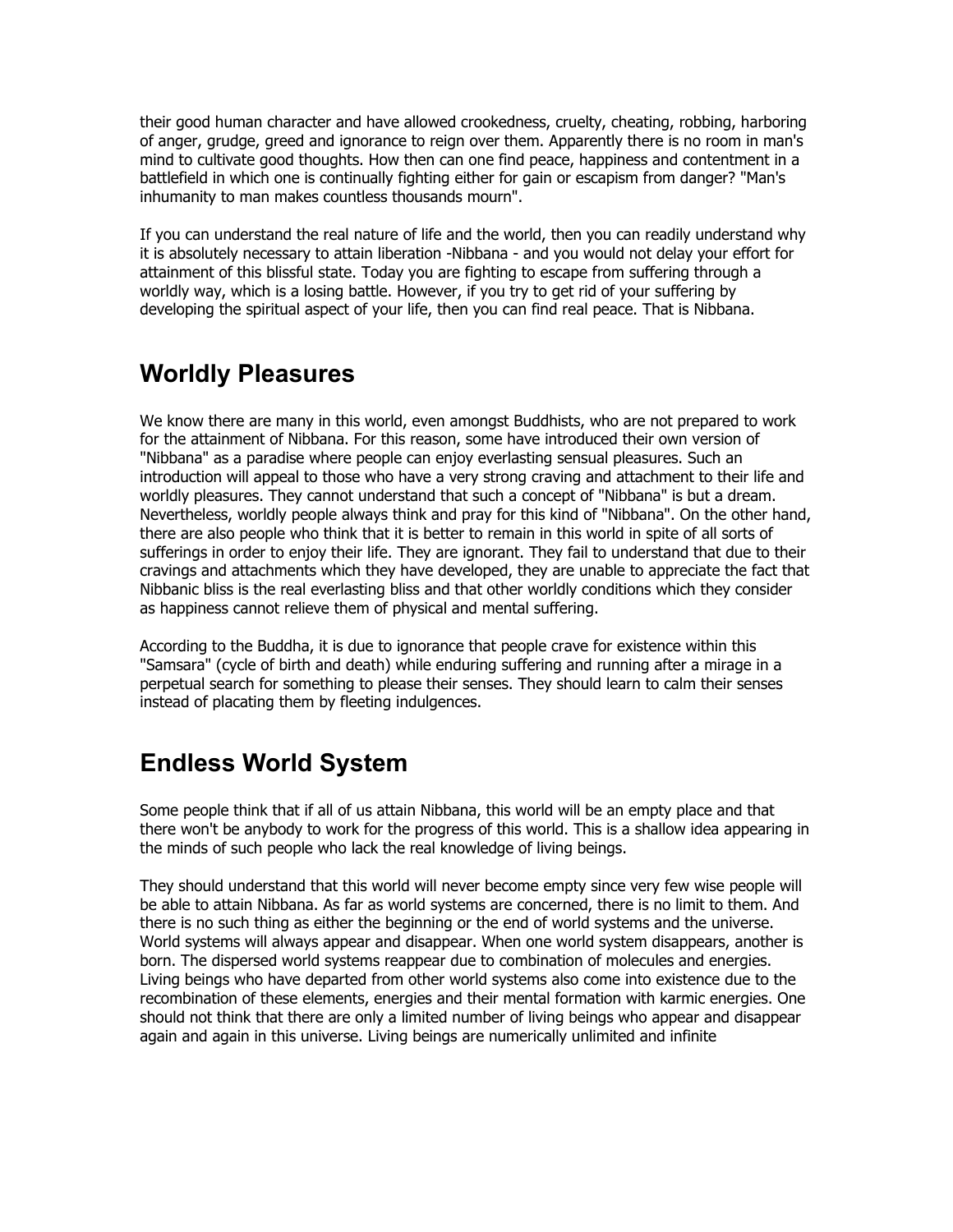their good human character and have allowed crookedness, cruelty, cheating, robbing, harboring of anger, grudge, greed and ignorance to reign over them. Apparently there is no room in man's mind to cultivate good thoughts. How then can one find peace, happiness and contentment in a battlefield in which one is continually fighting either for gain or escapism from danger? "Man's inhumanity to man makes countless thousands mourn".

If you can understand the real nature of life and the world, then you can readily understand why it is absolutely necessary to attain liberation -Nibbana - and you would not delay your effort for attainment of this blissful state. Today you are fighting to escape from suffering through a worldly way, which is a losing battle. However, if you try to get rid of your suffering by developing the spiritual aspect of your life, then you can find real peace. That is Nibbana.

## Worldly Pleasures

We know there are many in this world, even amongst Buddhists, who are not prepared to work for the attainment of Nibbana. For this reason, some have introduced their own version of "Nibbana" as a paradise where people can enjoy everlasting sensual pleasures. Such an introduction will appeal to those who have a very strong craving and attachment to their life and worldly pleasures. They cannot understand that such a concept of "Nibbana" is but a dream. Nevertheless, worldly people always think and pray for this kind of "Nibbana". On the other hand, there are also people who think that it is better to remain in this world in spite of all sorts of sufferings in order to enjoy their life. They are ignorant. They fail to understand that due to their cravings and attachments which they have developed, they are unable to appreciate the fact that Nibbanic bliss is the real everlasting bliss and that other worldly conditions which they consider as happiness cannot relieve them of physical and mental suffering.

According to the Buddha, it is due to ignorance that people crave for existence within this "Samsara" (cycle of birth and death) while enduring suffering and running after a mirage in a perpetual search for something to please their senses. They should learn to calm their senses instead of placating them by fleeting indulgences.

## Endless World System

Some people think that if all of us attain Nibbana, this world will be an empty place and that there won't be anybody to work for the progress of this world. This is a shallow idea appearing in the minds of such people who lack the real knowledge of living beings.

They should understand that this world will never become empty since very few wise people will be able to attain Nibbana. As far as world systems are concerned, there is no limit to them. And there is no such thing as either the beginning or the end of world systems and the universe. World systems will always appear and disappear. When one world system disappears, another is born. The dispersed world systems reappear due to combination of molecules and energies. Living beings who have departed from other world systems also come into existence due to the recombination of these elements, energies and their mental formation with karmic energies. One should not think that there are only a limited number of living beings who appear and disappear again and again in this universe. Living beings are numerically unlimited and infinite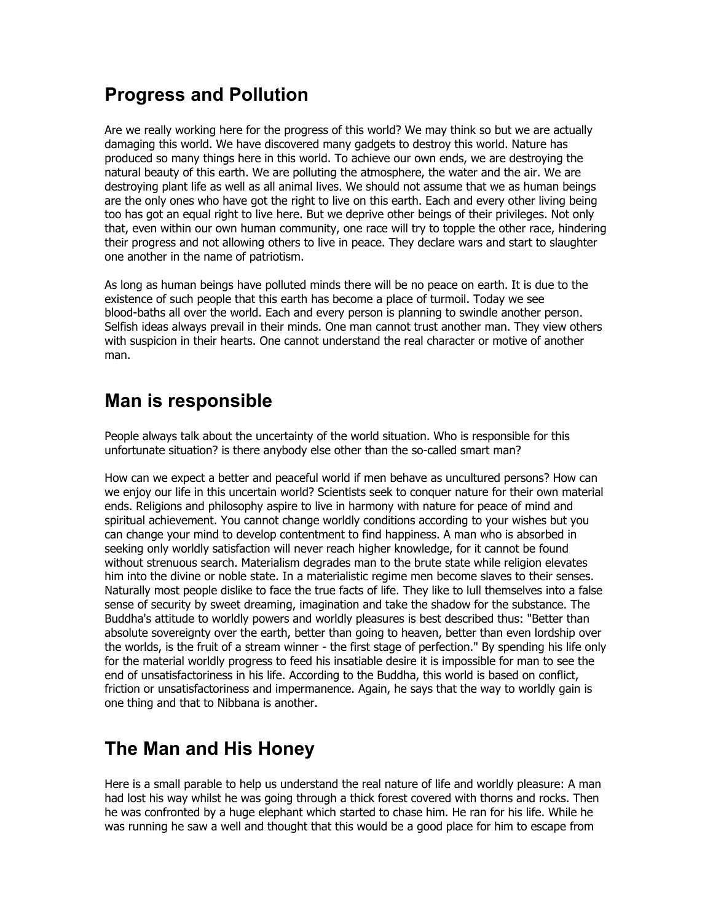## Progress and Pollution

Are we really working here for the progress of this world? We may think so but we are actually damaging this world. We have discovered many gadgets to destroy this world. Nature has produced so many things here in this world. To achieve our own ends, we are destroying the natural beauty of this earth. We are polluting the atmosphere, the water and the air. We are destroying plant life as well as all animal lives. We should not assume that we as human beings are the only ones who have got the right to live on this earth. Each and every other living being too has got an equal right to live here. But we deprive other beings of their privileges. Not only that, even within our own human community, one race will try to topple the other race, hindering their progress and not allowing others to live in peace. They declare wars and start to slaughter one another in the name of patriotism.

As long as human beings have polluted minds there will be no peace on earth. It is due to the existence of such people that this earth has become a place of turmoil. Today we see blood-baths all over the world. Each and every person is planning to swindle another person. Selfish ideas always prevail in their minds. One man cannot trust another man. They view others with suspicion in their hearts. One cannot understand the real character or motive of another man.

## Man is responsible

People always talk about the uncertainty of the world situation. Who is responsible for this unfortunate situation? is there anybody else other than the so-called smart man?

How can we expect a better and peaceful world if men behave as uncultured persons? How can we enjoy our life in this uncertain world? Scientists seek to conquer nature for their own material ends. Religions and philosophy aspire to live in harmony with nature for peace of mind and spiritual achievement. You cannot change worldly conditions according to your wishes but you can change your mind to develop contentment to find happiness. A man who is absorbed in seeking only worldly satisfaction will never reach higher knowledge, for it cannot be found without strenuous search. Materialism degrades man to the brute state while religion elevates him into the divine or noble state. In a materialistic regime men become slaves to their senses. Naturally most people dislike to face the true facts of life. They like to lull themselves into a false sense of security by sweet dreaming, imagination and take the shadow for the substance. The Buddha's attitude to worldly powers and worldly pleasures is best described thus: "Better than absolute sovereignty over the earth, better than going to heaven, better than even lordship over the worlds, is the fruit of a stream winner - the first stage of perfection." By spending his life only for the material worldly progress to feed his insatiable desire it is impossible for man to see the end of unsatisfactoriness in his life. According to the Buddha, this world is based on conflict, friction or unsatisfactoriness and impermanence. Again, he says that the way to worldly gain is one thing and that to Nibbana is another.

## The Man and His Honey

Here is a small parable to help us understand the real nature of life and worldly pleasure: A man had lost his way whilst he was going through a thick forest covered with thorns and rocks. Then he was confronted by a huge elephant which started to chase him. He ran for his life. While he was running he saw a well and thought that this would be a good place for him to escape from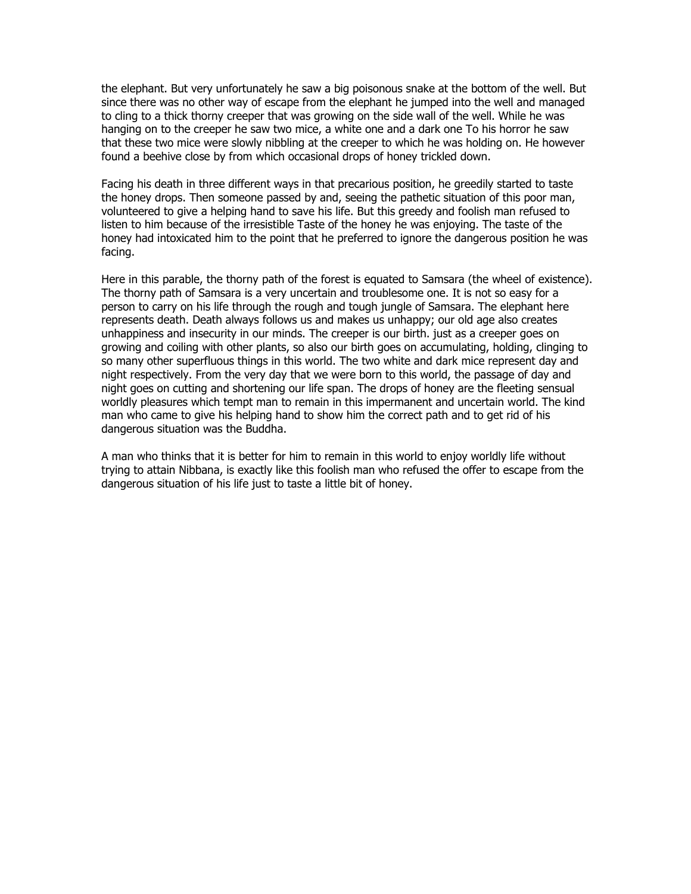the elephant. But very unfortunately he saw a big poisonous snake at the bottom of the well. But since there was no other way of escape from the elephant he jumped into the well and managed to cling to a thick thorny creeper that was growing on the side wall of the well. While he was hanging on to the creeper he saw two mice, a white one and a dark one To his horror he saw that these two mice were slowly nibbling at the creeper to which he was holding on. He however found a beehive close by from which occasional drops of honey trickled down.

Facing his death in three different ways in that precarious position, he greedily started to taste the honey drops. Then someone passed by and, seeing the pathetic situation of this poor man, volunteered to give a helping hand to save his life. But this greedy and foolish man refused to listen to him because of the irresistible Taste of the honey he was enjoying. The taste of the honey had intoxicated him to the point that he preferred to ignore the dangerous position he was facing.

Here in this parable, the thorny path of the forest is equated to Samsara (the wheel of existence). The thorny path of Samsara is a very uncertain and troublesome one. It is not so easy for a person to carry on his life through the rough and tough jungle of Samsara. The elephant here represents death. Death always follows us and makes us unhappy; our old age also creates unhappiness and insecurity in our minds. The creeper is our birth. just as a creeper goes on growing and coiling with other plants, so also our birth goes on accumulating, holding, clinging to so many other superfluous things in this world. The two white and dark mice represent day and night respectively. From the very day that we were born to this world, the passage of day and night goes on cutting and shortening our life span. The drops of honey are the fleeting sensual worldly pleasures which tempt man to remain in this impermanent and uncertain world. The kind man who came to give his helping hand to show him the correct path and to get rid of his dangerous situation was the Buddha.

A man who thinks that it is better for him to remain in this world to enjoy worldly life without trying to attain Nibbana, is exactly like this foolish man who refused the offer to escape from the dangerous situation of his life just to taste a little bit of honey.